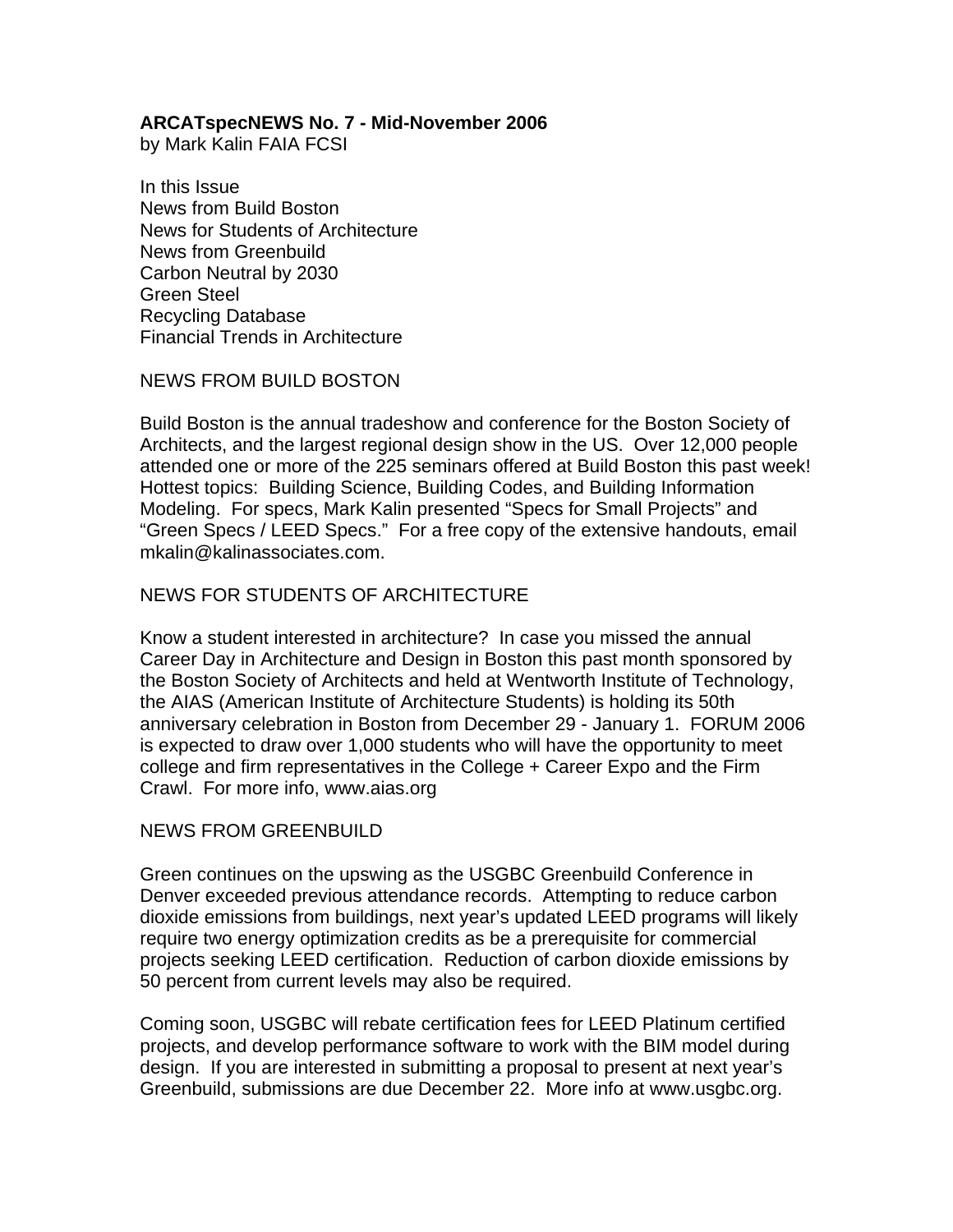**ARCATspecNEWS No. 7 - Mid-November 2006**
by Mark Kalin FAIA FCSI

In this Issue
News from Build Boston
News for Students of Architecture
News from Greenbuild
Carbon Neutral by 2030
Green Steel
Recycling Database
Financial Trends in Architecture

NEWS FROM BUILD BOSTON

Build Boston is the annual tradeshow and conference for the Boston Society of Architects, and the largest regional design show in the US. Over 12,000 people attended one or more of the 225 seminars offered at Build Boston this past week! Hottest topics: Building Science, Building Codes, and Building Information Modeling. For specs, Mark Kalin presented "Specs for Small Projects" and "Green Specs / LEED Specs." For a free copy of the extensive handouts, email mkalin@kalinassociates.com.

NEWS FOR STUDENTS OF ARCHITECTURE

Know a student interested in architecture? In case you missed the annual Career Day in Architecture and Design in Boston this past month sponsored by the Boston Society of Architects and held at Wentworth Institute of Technology, the AIAS (American Institute of Architecture Students) is holding its 50th anniversary celebration in Boston from December 29 - January 1. FORUM 2006 is expected to draw over 1,000 students who will have the opportunity to meet college and firm representatives in the College + Career Expo and the Firm Crawl. For more info, www.aias.org

NEWS FROM GREENBUILD

Green continues on the upswing as the USGBC Greenbuild Conference in Denver exceeded previous attendance records. Attempting to reduce carbon dioxide emissions from buildings, next year's updated LEED programs will likely require two energy optimization credits as be a prerequisite for commercial projects seeking LEED certification. Reduction of carbon dioxide emissions by 50 percent from current levels may also be required.

Coming soon, USGBC will rebate certification fees for LEED Platinum certified projects, and develop performance software to work with the BIM model during design. If you are interested in submitting a proposal to present at next year's Greenbuild, submissions are due December 22. More info at www.usgbc.org.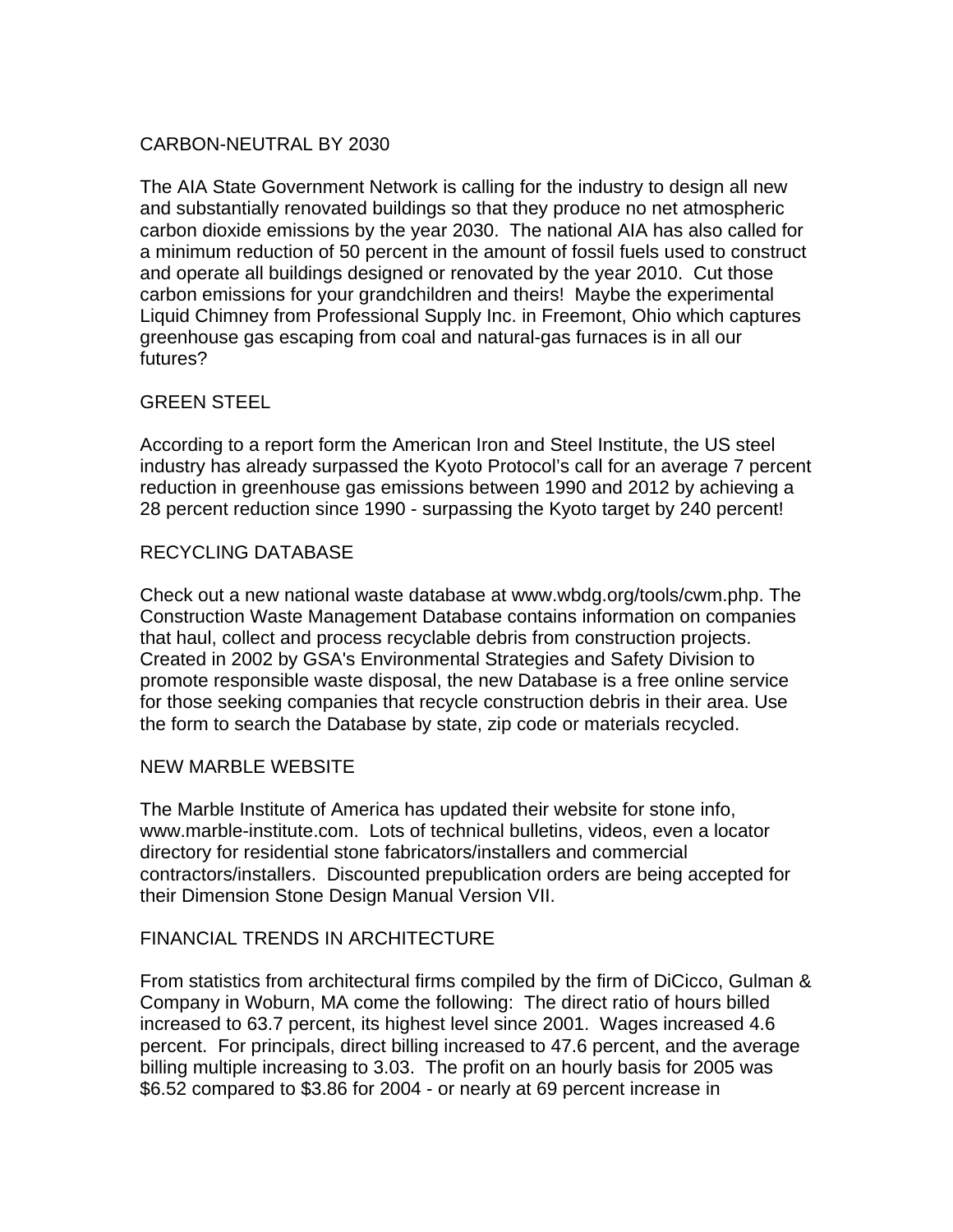## CARBON-NEUTRAL BY 2030

The AIA State Government Network is calling for the industry to design all new and substantially renovated buildings so that they produce no net atmospheric carbon dioxide emissions by the year 2030. The national AIA has also called for a minimum reduction of 50 percent in the amount of fossil fuels used to construct and operate all buildings designed or renovated by the year 2010. Cut those carbon emissions for your grandchildren and theirs! Maybe the experimental Liquid Chimney from Professional Supply Inc. in Freemont, Ohio which captures greenhouse gas escaping from coal and natural-gas furnaces is in all our futures?

## GREEN STEEL

According to a report form the American Iron and Steel Institute, the US steel industry has already surpassed the Kyoto Protocol's call for an average 7 percent reduction in greenhouse gas emissions between 1990 and 2012 by achieving a 28 percent reduction since 1990 - surpassing the Kyoto target by 240 percent!

## RECYCLING DATABASE

Check out a new national waste database at www.wbdg.org/tools/cwm.php. The Construction Waste Management Database contains information on companies that haul, collect and process recyclable debris from construction projects. Created in 2002 by GSA's Environmental Strategies and Safety Division to promote responsible waste disposal, the new Database is a free online service for those seeking companies that recycle construction debris in their area. Use the form to search the Database by state, zip code or materials recycled.

## NEW MARBLE WEBSITE

The Marble Institute of America has updated their website for stone info, www.marble-institute.com. Lots of technical bulletins, videos, even a locator directory for residential stone fabricators/installers and commercial contractors/installers. Discounted prepublication orders are being accepted for their Dimension Stone Design Manual Version VII.

## FINANCIAL TRENDS IN ARCHITECTURE

From statistics from architectural firms compiled by the firm of DiCicco, Gulman & Company in Woburn, MA come the following: The direct ratio of hours billed increased to 63.7 percent, its highest level since 2001. Wages increased 4.6 percent. For principals, direct billing increased to 47.6 percent, and the average billing multiple increasing to 3.03. The profit on an hourly basis for 2005 was $6.52 compared to $3.86 for 2004 - or nearly at 69 percent increase in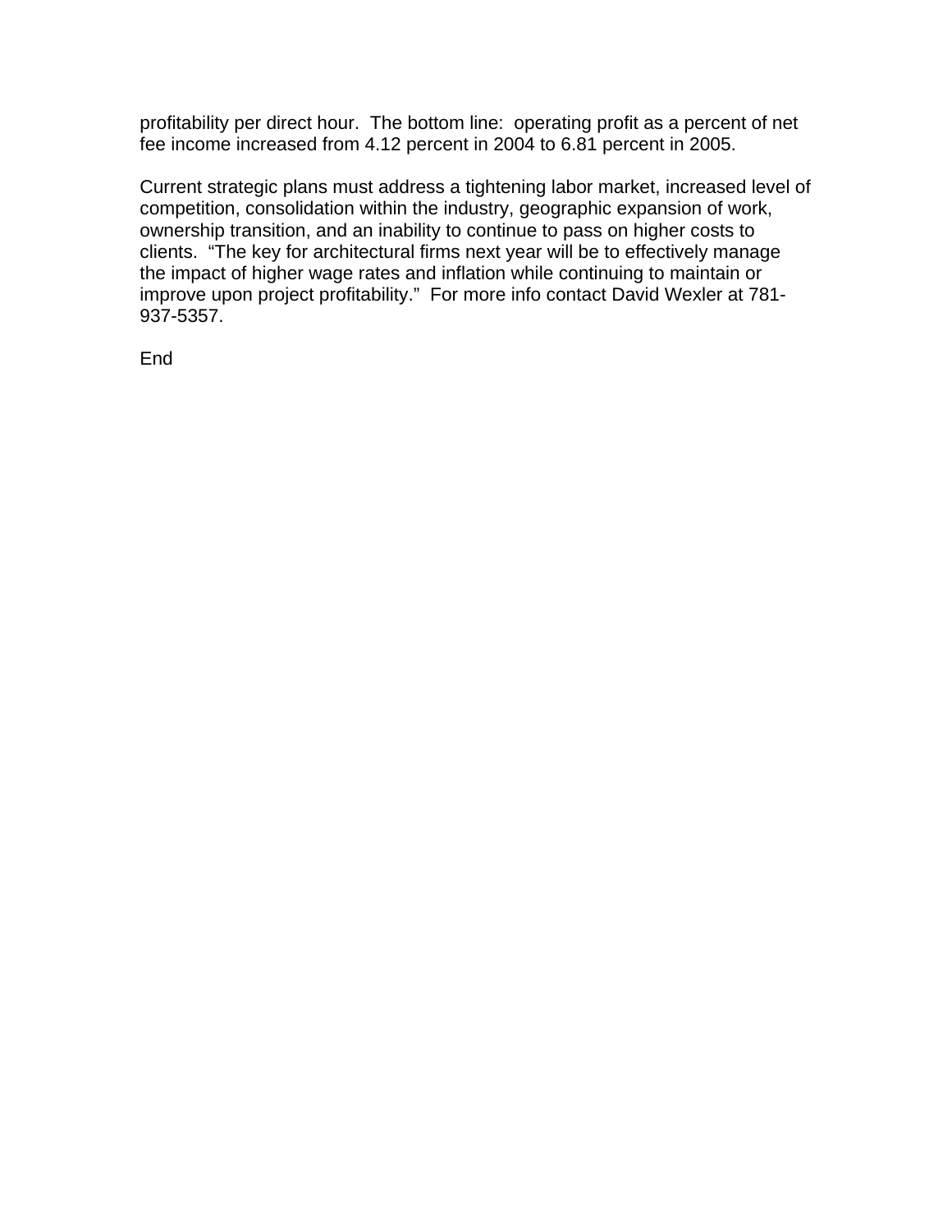profitability per direct hour. The bottom line: operating profit as a percent of net fee income increased from 4.12 percent in 2004 to 6.81 percent in 2005.

Current strategic plans must address a tightening labor market, increased level of competition, consolidation within the industry, geographic expansion of work, ownership transition, and an inability to continue to pass on higher costs to clients. "The key for architectural firms next year will be to effectively manage the impact of higher wage rates and inflation while continuing to maintain or improve upon project profitability." For more info contact David Wexler at 781-937-5357.

End